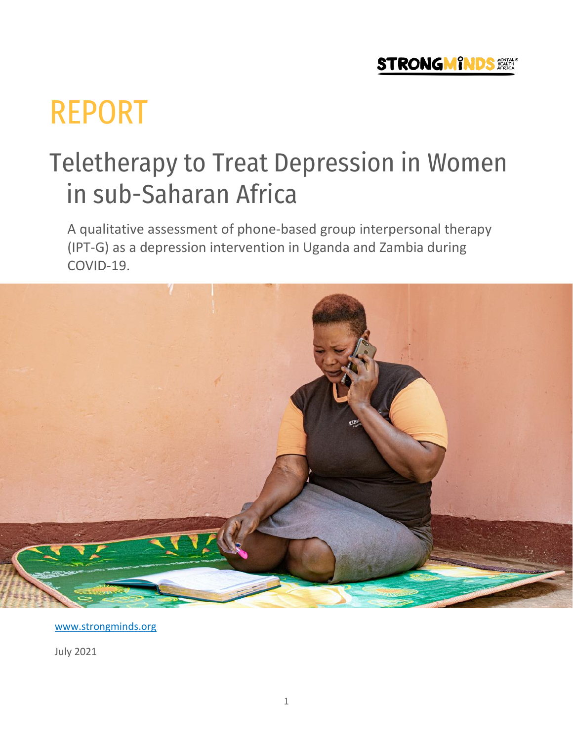STRONGMINDS MENTAL HEALTH AFRICA

# REPORT

## Teletherapy to Treat Depression in Women in sub-Saharan Africa

A qualitative assessment of phone-based group interpersonal therapy (IPT-G) as a depression intervention in Uganda and Zambia during COVID-19.

www.strongminds.org

July 2021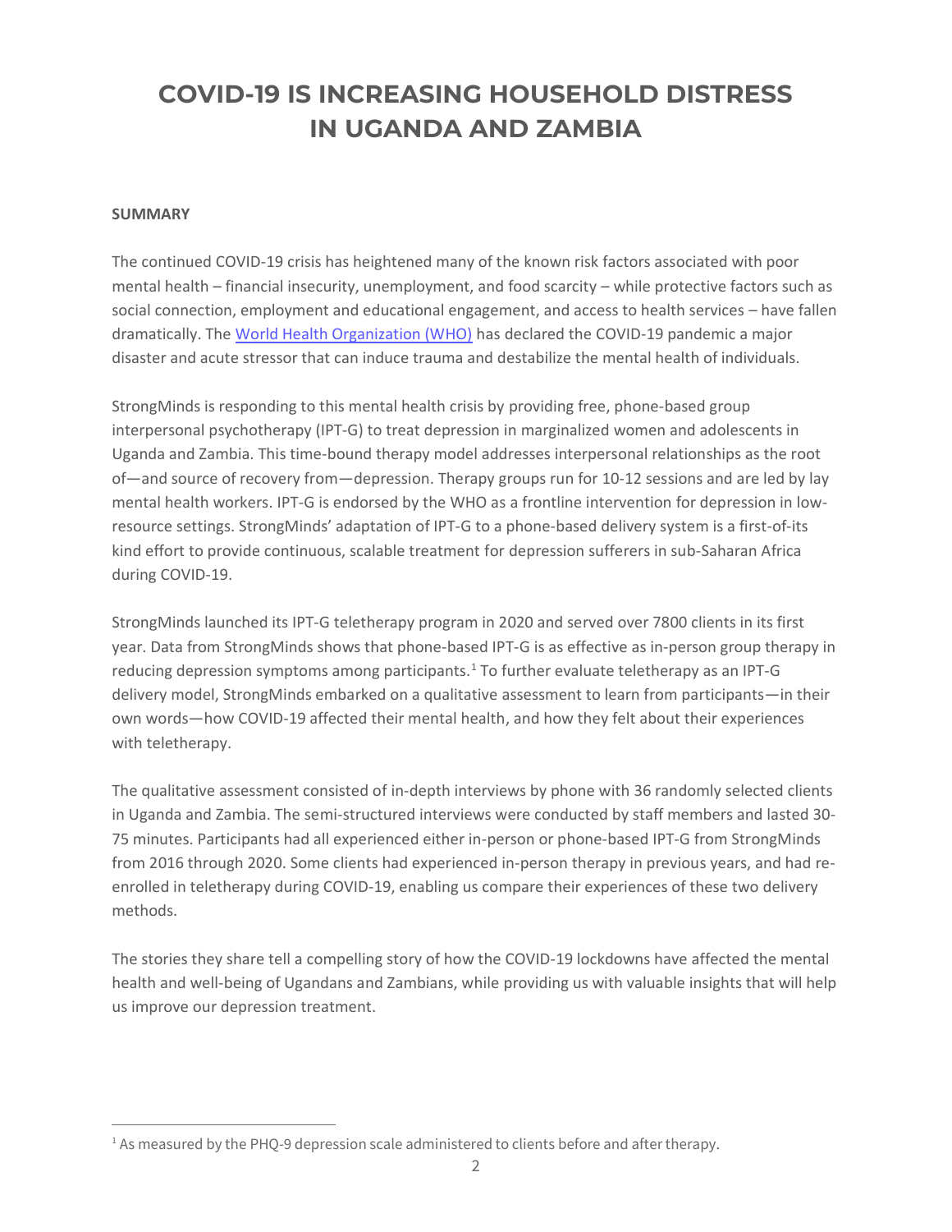# COVID-19 IS INCREASING HOUSEHOLD DISTRESS IN UGANDA AND ZAMBIA

**SUMMARY**

The continued COVID-19 crisis has heightened many of the known risk factors associated with poor mental health – financial insecurity, unemployment, and food scarcity – while protective factors such as social connection, employment and educational engagement, and access to health services – have fallen dramatically. The World Health Organization (WHO) has declared the COVID-19 pandemic a major disaster and acute stressor that can induce trauma and destabilize the mental health of individuals.

StrongMinds is responding to this mental health crisis by providing free, phone-based group interpersonal psychotherapy (IPT-G) to treat depression in marginalized women and adolescents in Uganda and Zambia. This time-bound therapy model addresses interpersonal relationships as the root of—and source of recovery from—depression. Therapy groups run for 10-12 sessions and are led by lay mental health workers. IPT-G is endorsed by the WHO as a frontline intervention for depression in low-resource settings. StrongMinds' adaptation of IPT-G to a phone-based delivery system is a first-of-its kind effort to provide continuous, scalable treatment for depression sufferers in sub-Saharan Africa during COVID-19.

StrongMinds launched its IPT-G teletherapy program in 2020 and served over 7800 clients in its first year. Data from StrongMinds shows that phone-based IPT-G is as effective as in-person group therapy in reducing depression symptoms among participants.[1] To further evaluate teletherapy as an IPT-G delivery model, StrongMinds embarked on a qualitative assessment to learn from participants—in their own words—how COVID-19 affected their mental health, and how they felt about their experiences with teletherapy.

The qualitative assessment consisted of in-depth interviews by phone with 36 randomly selected clients in Uganda and Zambia. The semi-structured interviews were conducted by staff members and lasted 30-75 minutes. Participants had all experienced either in-person or phone-based IPT-G from StrongMinds from 2016 through 2020. Some clients had experienced in-person therapy in previous years, and had re-enrolled in teletherapy during COVID-19, enabling us compare their experiences of these two delivery methods.

The stories they share tell a compelling story of how the COVID-19 lockdowns have affected the mental health and well-being of Ugandans and Zambians, while providing us with valuable insights that will help us improve our depression treatment.

---

[1] As measured by the PHQ-9 depression scale administered to clients before and after therapy.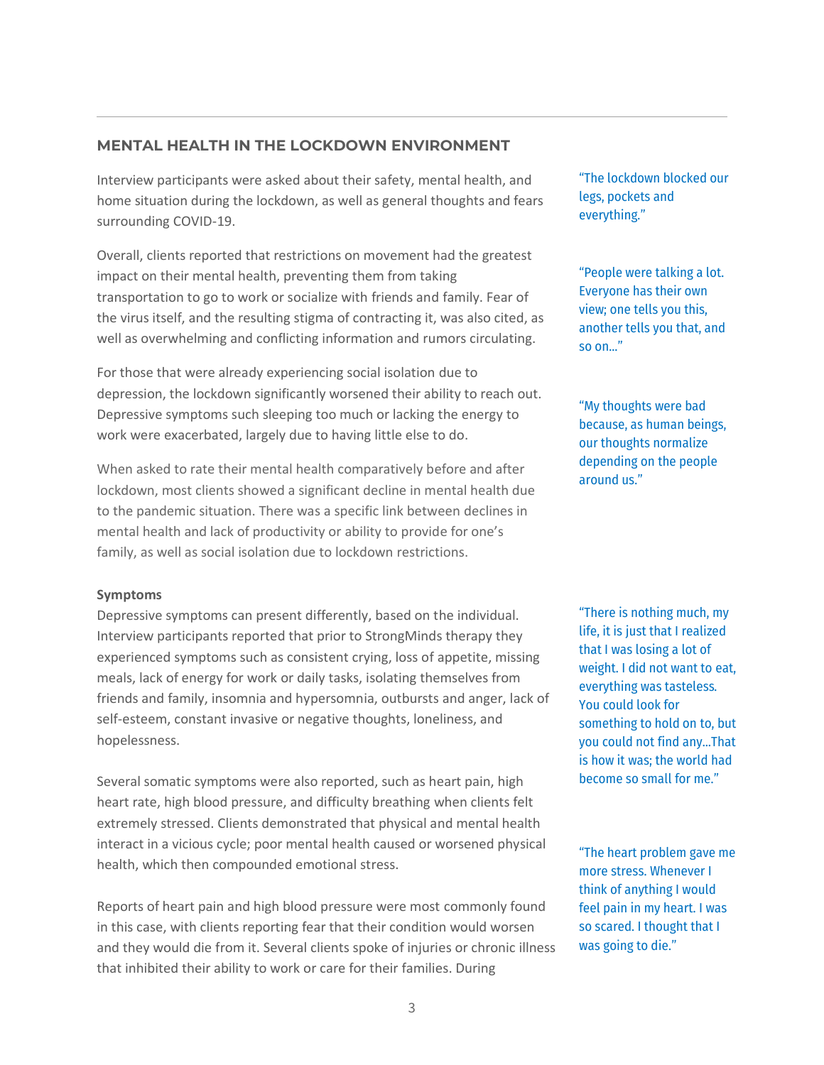## MENTAL HEALTH IN THE LOCKDOWN ENVIRONMENT

Interview participants were asked about their safety, mental health, and home situation during the lockdown, as well as general thoughts and fears surrounding COVID-19.

> "The lockdown blocked our legs, pockets and everything."

Overall, clients reported that restrictions on movement had the greatest impact on their mental health, preventing them from taking transportation to go to work or socialize with friends and family. Fear of the virus itself, and the resulting stigma of contracting it, was also cited, as well as overwhelming and conflicting information and rumors circulating.

> "People were talking a lot. Everyone has their own view; one tells you this, another tells you that, and so on..."

For those that were already experiencing social isolation due to depression, the lockdown significantly worsened their ability to reach out. Depressive symptoms such sleeping too much or lacking the energy to work were exacerbated, largely due to having little else to do.

> "My thoughts were bad because, as human beings, our thoughts normalize depending on the people around us."

When asked to rate their mental health comparatively before and after lockdown, most clients showed a significant decline in mental health due to the pandemic situation. There was a specific link between declines in mental health and lack of productivity or ability to provide for one's family, as well as social isolation due to lockdown restrictions.

**Symptoms**

Depressive symptoms can present differently, based on the individual. Interview participants reported that prior to StrongMinds therapy they experienced symptoms such as consistent crying, loss of appetite, missing meals, lack of energy for work or daily tasks, isolating themselves from friends and family, insomnia and hypersomnia, outbursts and anger, lack of self-esteem, constant invasive or negative thoughts, loneliness, and hopelessness.

> "There is nothing much, my life, it is just that I realized that I was losing a lot of weight. I did not want to eat, everything was tasteless. You could look for something to hold on to, but you could not find any...That is how it was; the world had become so small for me."

Several somatic symptoms were also reported, such as heart pain, high heart rate, high blood pressure, and difficulty breathing when clients felt extremely stressed. Clients demonstrated that physical and mental health interact in a vicious cycle; poor mental health caused or worsened physical health, which then compounded emotional stress.

> "The heart problem gave me more stress. Whenever I think of anything I would feel pain in my heart. I was so scared. I thought that I was going to die."

Reports of heart pain and high blood pressure were most commonly found in this case, with clients reporting fear that their condition would worsen and they would die from it. Several clients spoke of injuries or chronic illness that inhibited their ability to work or care for their families. During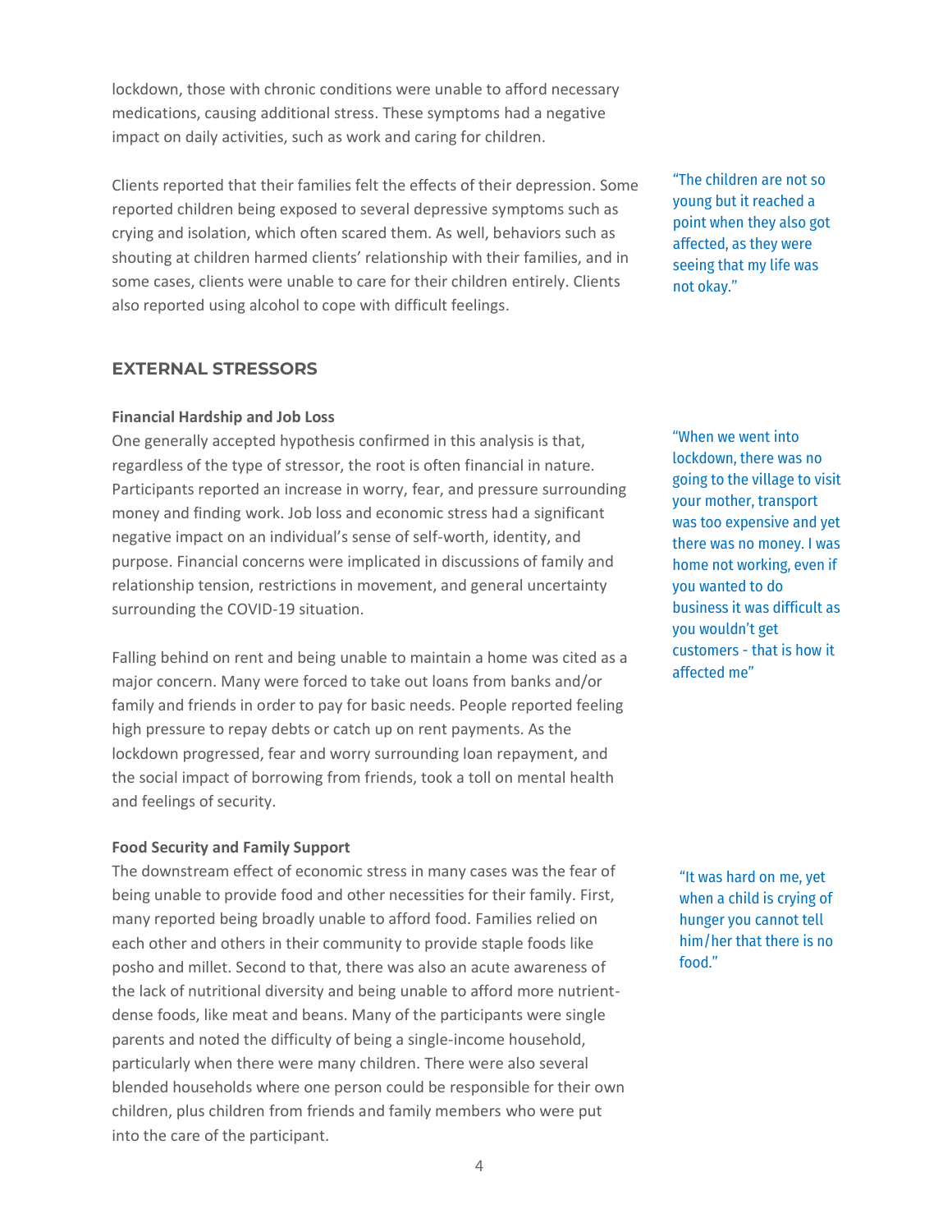lockdown, those with chronic conditions were unable to afford necessary medications, causing additional stress. These symptoms had a negative impact on daily activities, such as work and caring for children.

Clients reported that their families felt the effects of their depression. Some reported children being exposed to several depressive symptoms such as crying and isolation, which often scared them. As well, behaviors such as shouting at children harmed clients' relationship with their families, and in some cases, clients were unable to care for their children entirely. Clients also reported using alcohol to cope with difficult feelings.

"The children are not so young but it reached a point when they also got affected, as they were seeing that my life was not okay."

## EXTERNAL STRESSORS

**Financial Hardship and Job Loss**

One generally accepted hypothesis confirmed in this analysis is that, regardless of the type of stressor, the root is often financial in nature. Participants reported an increase in worry, fear, and pressure surrounding money and finding work. Job loss and economic stress had a significant negative impact on an individual's sense of self-worth, identity, and purpose. Financial concerns were implicated in discussions of family and relationship tension, restrictions in movement, and general uncertainty surrounding the COVID-19 situation.

"When we went into lockdown, there was no going to the village to visit your mother, transport was too expensive and yet there was no money. I was home not working, even if you wanted to do business it was difficult as you wouldn't get customers - that is how it affected me"

Falling behind on rent and being unable to maintain a home was cited as a major concern. Many were forced to take out loans from banks and/or family and friends in order to pay for basic needs. People reported feeling high pressure to repay debts or catch up on rent payments. As the lockdown progressed, fear and worry surrounding loan repayment, and the social impact of borrowing from friends, took a toll on mental health and feelings of security.

**Food Security and Family Support**

The downstream effect of economic stress in many cases was the fear of being unable to provide food and other necessities for their family. First, many reported being broadly unable to afford food. Families relied on each other and others in their community to provide staple foods like posho and millet. Second to that, there was also an acute awareness of the lack of nutritional diversity and being unable to afford more nutrient-dense foods, like meat and beans. Many of the participants were single parents and noted the difficulty of being a single-income household, particularly when there were many children. There were also several blended households where one person could be responsible for their own children, plus children from friends and family members who were put into the care of the participant.

"It was hard on me, yet when a child is crying of hunger you cannot tell him/her that there is no food."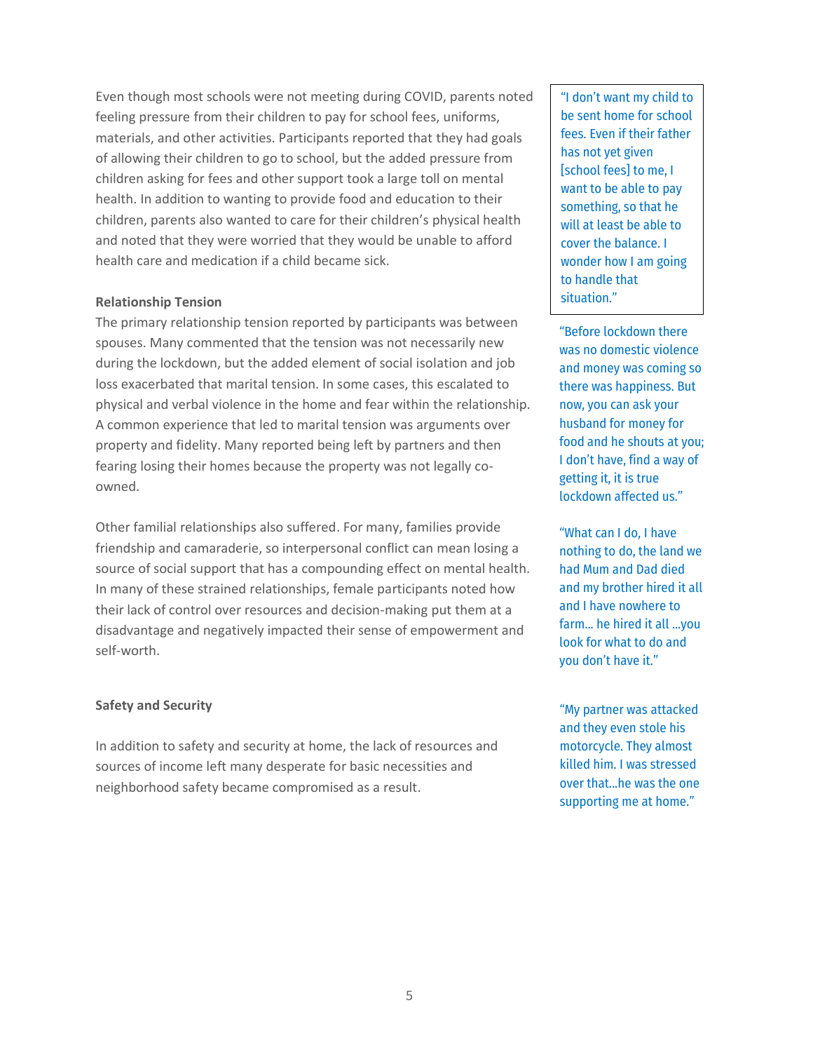Even though most schools were not meeting during COVID, parents noted feeling pressure from their children to pay for school fees, uniforms, materials, and other activities. Participants reported that they had goals of allowing their children to go to school, but the added pressure from children asking for fees and other support took a large toll on mental health. In addition to wanting to provide food and education to their children, parents also wanted to care for their children's physical health and noted that they were worried that they would be unable to afford health care and medication if a child became sick.

> "I don't want my child to be sent home for school fees. Even if their father has not yet given [school fees] to me, I want to be able to pay something, so that he will at least be able to cover the balance. I wonder how I am going to handle that situation."

**Relationship Tension**

The primary relationship tension reported by participants was between spouses. Many commented that the tension was not necessarily new during the lockdown, but the added element of social isolation and job loss exacerbated that marital tension. In some cases, this escalated to physical and verbal violence in the home and fear within the relationship. A common experience that led to marital tension was arguments over property and fidelity. Many reported being left by partners and then fearing losing their homes because the property was not legally co-owned.

> "Before lockdown there was no domestic violence and money was coming so there was happiness. But now, you can ask your husband for money for food and he shouts at you; I don't have, find a way of getting it, it is true lockdown affected us."

Other familial relationships also suffered. For many, families provide friendship and camaraderie, so interpersonal conflict can mean losing a source of social support that has a compounding effect on mental health. In many of these strained relationships, female participants noted how their lack of control over resources and decision-making put them at a disadvantage and negatively impacted their sense of empowerment and self-worth.

> "What can I do, I have nothing to do, the land we had Mum and Dad died and my brother hired it all and I have nowhere to farm… he hired it all …you look for what to do and you don't have it."

**Safety and Security**

In addition to safety and security at home, the lack of resources and sources of income left many desperate for basic necessities and neighborhood safety became compromised as a result.

> "My partner was attacked and they even stole his motorcycle. They almost killed him. I was stressed over that…he was the one supporting me at home."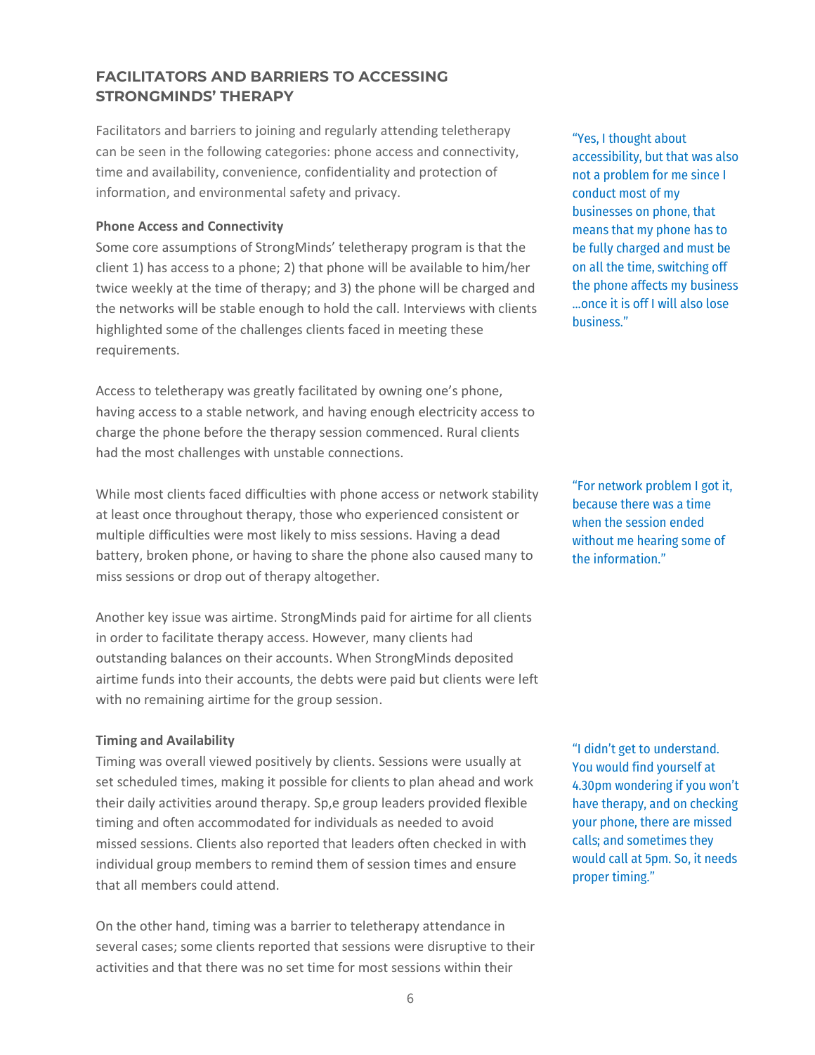## FACILITATORS AND BARRIERS TO ACCESSING STRONGMINDS' THERAPY

Facilitators and barriers to joining and regularly attending teletherapy can be seen in the following categories: phone access and connectivity, time and availability, convenience, confidentiality and protection of information, and environmental safety and privacy.

> "Yes, I thought about accessibility, but that was also not a problem for me since I conduct most of my businesses on phone, that means that my phone has to be fully charged and must be on all the time, switching off the phone affects my business …once it is off I will also lose business."

**Phone Access and Connectivity**

Some core assumptions of StrongMinds' teletherapy program is that the client 1) has access to a phone; 2) that phone will be available to him/her twice weekly at the time of therapy; and 3) the phone will be charged and the networks will be stable enough to hold the call. Interviews with clients highlighted some of the challenges clients faced in meeting these requirements.

Access to teletherapy was greatly facilitated by owning one's phone, having access to a stable network, and having enough electricity access to charge the phone before the therapy session commenced. Rural clients had the most challenges with unstable connections.

While most clients faced difficulties with phone access or network stability at least once throughout therapy, those who experienced consistent or multiple difficulties were most likely to miss sessions. Having a dead battery, broken phone, or having to share the phone also caused many to miss sessions or drop out of therapy altogether.

> "For network problem I got it, because there was a time when the session ended without me hearing some of the information."

Another key issue was airtime. StrongMinds paid for airtime for all clients in order to facilitate therapy access. However, many clients had outstanding balances on their accounts. When StrongMinds deposited airtime funds into their accounts, the debts were paid but clients were left with no remaining airtime for the group session.

**Timing and Availability**

Timing was overall viewed positively by clients. Sessions were usually at set scheduled times, making it possible for clients to plan ahead and work their daily activities around therapy. Sp,e group leaders provided flexible timing and often accommodated for individuals as needed to avoid missed sessions. Clients also reported that leaders often checked in with individual group members to remind them of session times and ensure that all members could attend.

> "I didn't get to understand. You would find yourself at 4.30pm wondering if you won't have therapy, and on checking your phone, there are missed calls; and sometimes they would call at 5pm. So, it needs proper timing."

On the other hand, timing was a barrier to teletherapy attendance in several cases; some clients reported that sessions were disruptive to their activities and that there was no set time for most sessions within their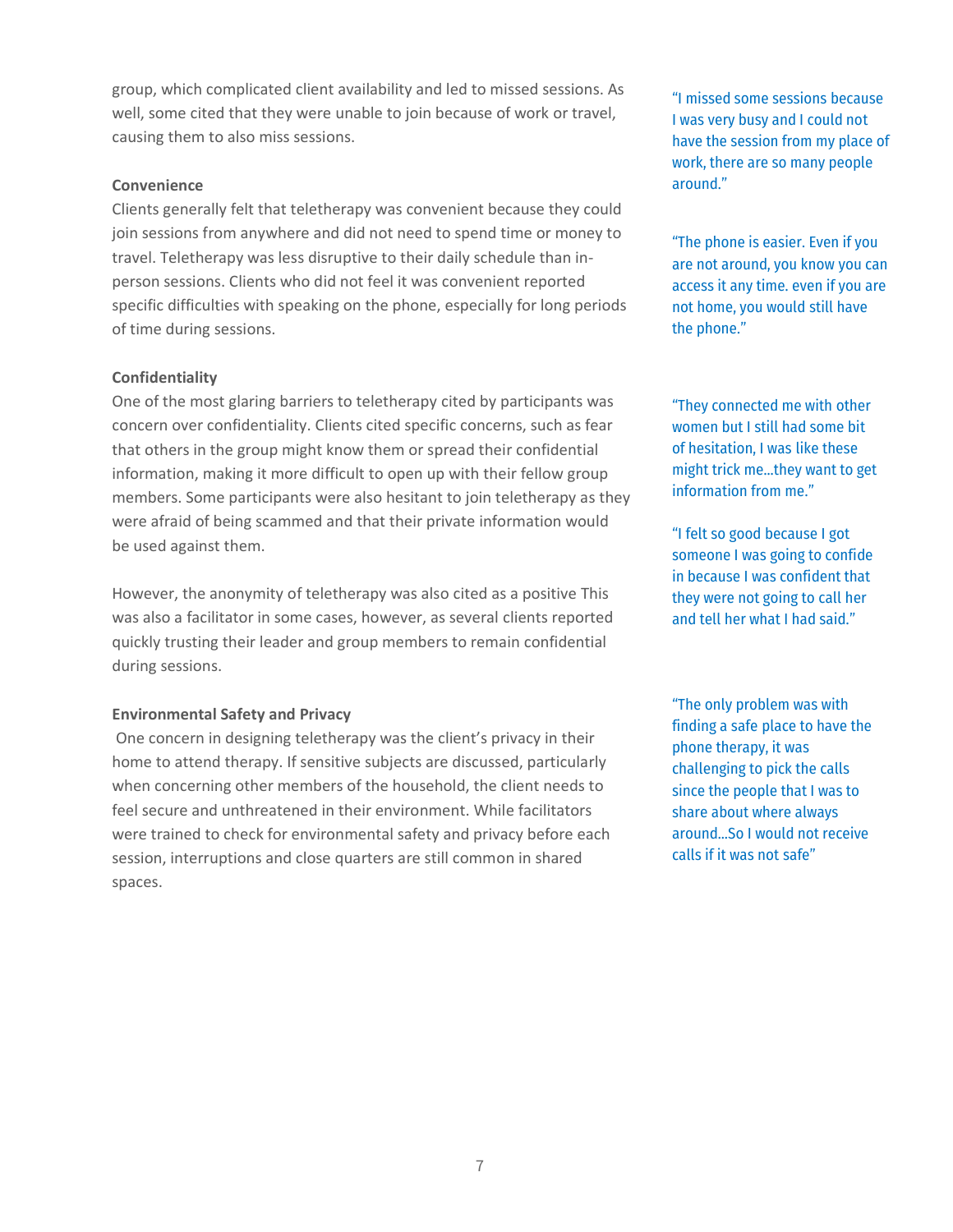group, which complicated client availability and led to missed sessions. As well, some cited that they were unable to join because of work or travel, causing them to also miss sessions.

> "I missed some sessions because I was very busy and I could not have the session from my place of work, there are so many people around."

**Convenience**

Clients generally felt that teletherapy was convenient because they could join sessions from anywhere and did not need to spend time or money to travel. Teletherapy was less disruptive to their daily schedule than in-person sessions. Clients who did not feel it was convenient reported specific difficulties with speaking on the phone, especially for long periods of time during sessions.

> "The phone is easier. Even if you are not around, you know you can access it any time. even if you are not home, you would still have the phone."

**Confidentiality**

One of the most glaring barriers to teletherapy cited by participants was concern over confidentiality. Clients cited specific concerns, such as fear that others in the group might know them or spread their confidential information, making it more difficult to open up with their fellow group members. Some participants were also hesitant to join teletherapy as they were afraid of being scammed and that their private information would be used against them.

> "They connected me with other women but I still had some bit of hesitation, I was like these might trick me…they want to get information from me."

However, the anonymity of teletherapy was also cited as a positive This was also a facilitator in some cases, however, as several clients reported quickly trusting their leader and group members to remain confidential during sessions.

> "I felt so good because I got someone I was going to confide in because I was confident that they were not going to call her and tell her what I had said."

**Environmental Safety and Privacy**

One concern in designing teletherapy was the client's privacy in their home to attend therapy. If sensitive subjects are discussed, particularly when concerning other members of the household, the client needs to feel secure and unthreatened in their environment. While facilitators were trained to check for environmental safety and privacy before each session, interruptions and close quarters are still common in shared spaces.

> "The only problem was with finding a safe place to have the phone therapy, it was challenging to pick the calls since the people that I was to share about where always around…So I would not receive calls if it was not safe"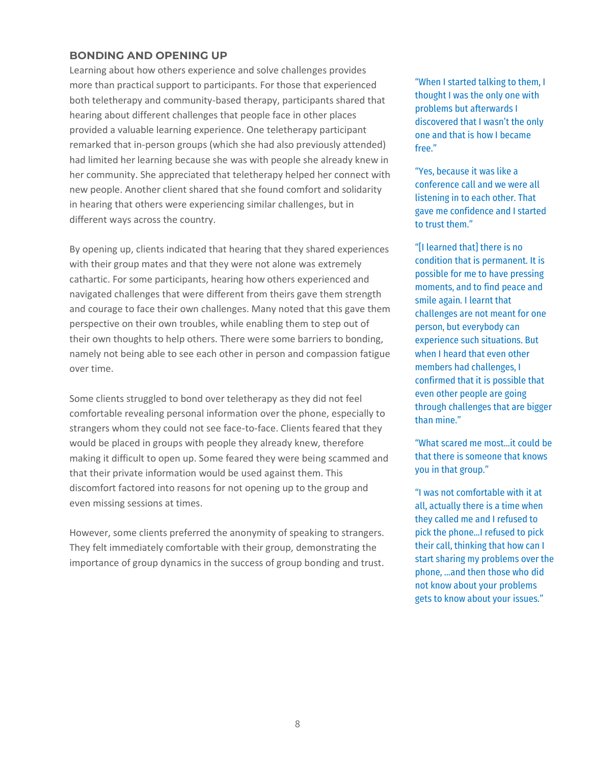## BONDING AND OPENING UP

Learning about how others experience and solve challenges provides more than practical support to participants. For those that experienced both teletherapy and community-based therapy, participants shared that hearing about different challenges that people face in other places provided a valuable learning experience. One teletherapy participant remarked that in-person groups (which she had also previously attended) had limited her learning because she was with people she already knew in her community. She appreciated that teletherapy helped her connect with new people. Another client shared that she found comfort and solidarity in hearing that others were experiencing similar challenges, but in different ways across the country.

By opening up, clients indicated that hearing that they shared experiences with their group mates and that they were not alone was extremely cathartic. For some participants, hearing how others experienced and navigated challenges that were different from theirs gave them strength and courage to face their own challenges. Many noted that this gave them perspective on their own troubles, while enabling them to step out of their own thoughts to help others. There were some barriers to bonding, namely not being able to see each other in person and compassion fatigue over time.

Some clients struggled to bond over teletherapy as they did not feel comfortable revealing personal information over the phone, especially to strangers whom they could not see face-to-face. Clients feared that they would be placed in groups with people they already knew, therefore making it difficult to open up. Some feared they were being scammed and that their private information would be used against them. This discomfort factored into reasons for not opening up to the group and even missing sessions at times.

However, some clients preferred the anonymity of speaking to strangers. They felt immediately comfortable with their group, demonstrating the importance of group dynamics in the success of group bonding and trust.

"When I started talking to them, I thought I was the only one with problems but afterwards I discovered that I wasn't the only one and that is how I became free."

"Yes, because it was like a conference call and we were all listening in to each other. That gave me confidence and I started to trust them."

"[I learned that] there is no condition that is permanent. It is possible for me to have pressing moments, and to find peace and smile again. I learnt that challenges are not meant for one person, but everybody can experience such situations. But when I heard that even other members had challenges, I confirmed that it is possible that even other people are going through challenges that are bigger than mine."

"What scared me most…it could be that there is someone that knows you in that group."

"I was not comfortable with it at all, actually there is a time when they called me and I refused to pick the phone…I refused to pick their call, thinking that how can I start sharing my problems over the phone, …and then those who did not know about your problems gets to know about your issues."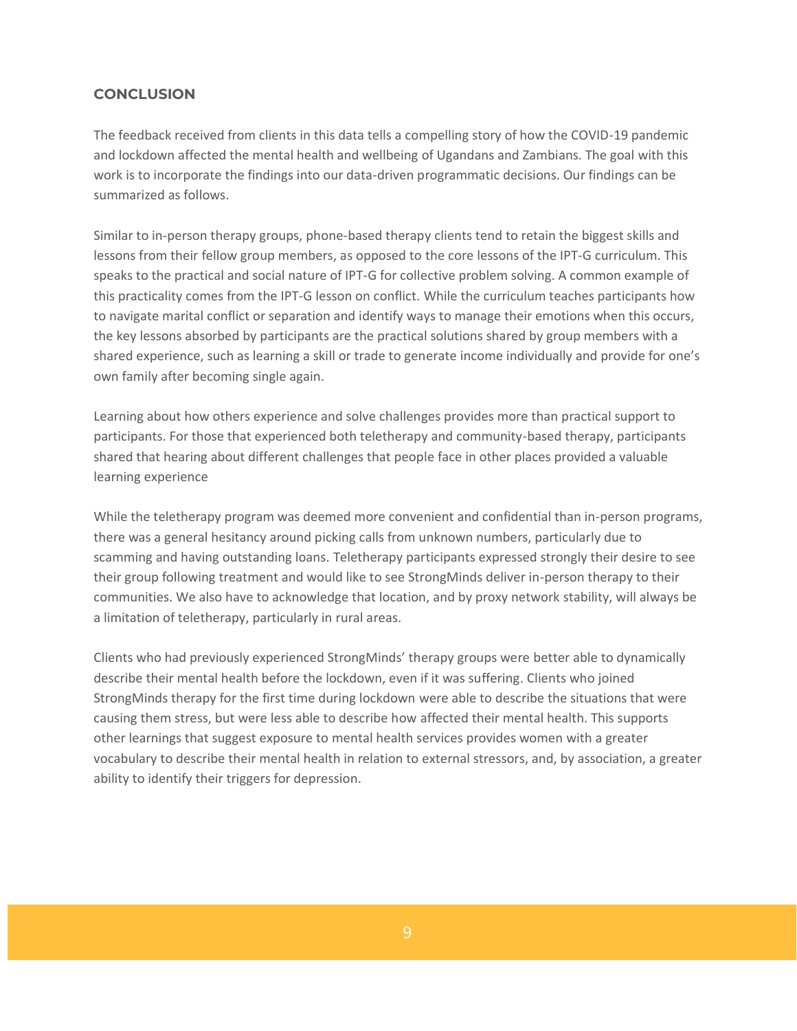## CONCLUSION

The feedback received from clients in this data tells a compelling story of how the COVID-19 pandemic and lockdown affected the mental health and wellbeing of Ugandans and Zambians. The goal with this work is to incorporate the findings into our data-driven programmatic decisions. Our findings can be summarized as follows.

Similar to in-person therapy groups, phone-based therapy clients tend to retain the biggest skills and lessons from their fellow group members, as opposed to the core lessons of the IPT-G curriculum. This speaks to the practical and social nature of IPT-G for collective problem solving. A common example of this practicality comes from the IPT-G lesson on conflict. While the curriculum teaches participants how to navigate marital conflict or separation and identify ways to manage their emotions when this occurs, the key lessons absorbed by participants are the practical solutions shared by group members with a shared experience, such as learning a skill or trade to generate income individually and provide for one's own family after becoming single again.

Learning about how others experience and solve challenges provides more than practical support to participants. For those that experienced both teletherapy and community-based therapy, participants shared that hearing about different challenges that people face in other places provided a valuable learning experience

While the teletherapy program was deemed more convenient and confidential than in-person programs, there was a general hesitancy around picking calls from unknown numbers, particularly due to scamming and having outstanding loans. Teletherapy participants expressed strongly their desire to see their group following treatment and would like to see StrongMinds deliver in-person therapy to their communities. We also have to acknowledge that location, and by proxy network stability, will always be a limitation of teletherapy, particularly in rural areas.

Clients who had previously experienced StrongMinds' therapy groups were better able to dynamically describe their mental health before the lockdown, even if it was suffering. Clients who joined StrongMinds therapy for the first time during lockdown were able to describe the situations that were causing them stress, but were less able to describe how affected their mental health. This supports other learnings that suggest exposure to mental health services provides women with a greater vocabulary to describe their mental health in relation to external stressors, and, by association, a greater ability to identify their triggers for depression.